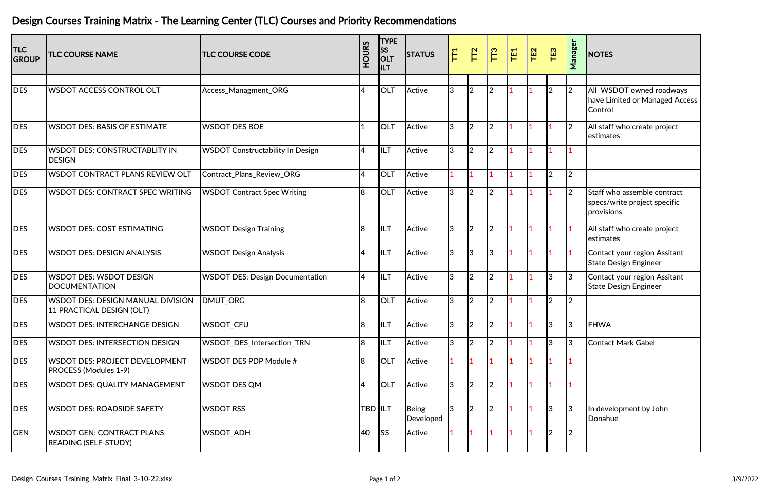# Design Courses Training Matrix - The Learning Center (TLC) Courses and Priority Recommendations

| TLC GROUP | TLC COURSE NAME | TLC COURSE CODE | HOURS | TYPE SS OLT ILT | STATUS | TT1 | TT2 | TT3 | TE1 | TE2 | TE3 | Manager | NOTES |
|---|---|---|---|---|---|---|---|---|---|---|---|---|---|
| | | | | | | | | | | | | | |
| DES | WSDOT ACCESS CONTROL OLT | Access_Managment_ORG | 4 | OLT | Active | 3 | 2 | 2 | 1 | 1 | 2 | 2 | All WSDOT owned roadways have Limited or Managed Access Control |
| DES | WSDOT DES: BASIS OF ESTIMATE | WSDOT DES BOE | 1 | OLT | Active | 3 | 2 | 2 | 1 | 1 | 1 | 2 | All staff who create project estimates |
| DES | WSDOT DES: CONSTRUCTABLITY IN DESIGN | WSDOT Constructability In Design | 4 | ILT | Active | 3 | 2 | 2 | 1 | 1 | 1 | 1 | |
| DES | WSDOT CONTRACT PLANS REVIEW OLT | Contract_Plans_Review_ORG | 4 | OLT | Active | 1 | 1 | 1 | 1 | 1 | 2 | 2 | |
| DES | WSDOT DES: CONTRACT SPEC WRITING | WSDOT Contract Spec Writing | 8 | OLT | Active | 3 | 2 | 2 | 1 | 1 | 1 | 2 | Staff who assemble contract specs/write project specific provisions |
| DES | WSDOT DES: COST ESTIMATING | WSDOT Design Training | 8 | ILT | Active | 3 | 2 | 2 | 1 | 1 | 1 | 1 | All staff who create project estimates |
| DES | WSDOT DES: DESIGN ANALYSIS | WSDOT Design Analysis | 4 | ILT | Active | 3 | 3 | 3 | 1 | 1 | 1 | 1 | Contact your region Assitant State Design Engineer |
| DES | WSDOT DES: WSDOT DESIGN DOCUMENTATION | WSDOT DES: Design Documentation | 4 | ILT | Active | 3 | 2 | 2 | 1 | 1 | 3 | 3 | Contact your region Assitant State Design Engineer |
| DES | WSDOT DES: DESIGN MANUAL DIVISION 11 PRACTICAL DESIGN (OLT) | DMUT_ORG | 8 | OLT | Active | 3 | 2 | 2 | 1 | 1 | 2 | 2 | |
| DES | WSDOT DES: INTERCHANGE DESIGN | WSDOT_CFU | 8 | ILT | Active | 3 | 2 | 2 | 1 | 1 | 3 | 3 | FHWA |
| DES | WSDOT DES: INTERSECTION DESIGN | WSDOT_DES_Intersection_TRN | 8 | ILT | Active | 3 | 2 | 2 | 1 | 1 | 3 | 3 | Contact Mark Gabel |
| DES | WSDOT DES: PROJECT DEVELOPMENT PROCESS (Modules 1-9) | WSDOT DES PDP Module # | 8 | OLT | Active | 1 | 1 | 1 | 1 | 1 | 1 | 1 | |
| DES | WSDOT DES: QUALITY MANAGEMENT | WSDOT DES QM | 4 | OLT | Active | 3 | 2 | 2 | 1 | 1 | 1 | 1 | |
| DES | WSDOT DES: ROADSIDE SAFETY | WSDOT RSS | TBD | ILT | Being Developed | 3 | 2 | 2 | 1 | 1 | 3 | 3 | In development by John Donahue |
| GEN | WSDOT GEN: CONTRACT PLANS READING (SELF-STUDY) | WSDOT_ADH | 40 | SS | Active | 1 | 1 | 1 | 1 | 1 | 2 | 2 | |

Design_Courses_Training_Matrix_Final_3-10-22.xlsx

3/9/2022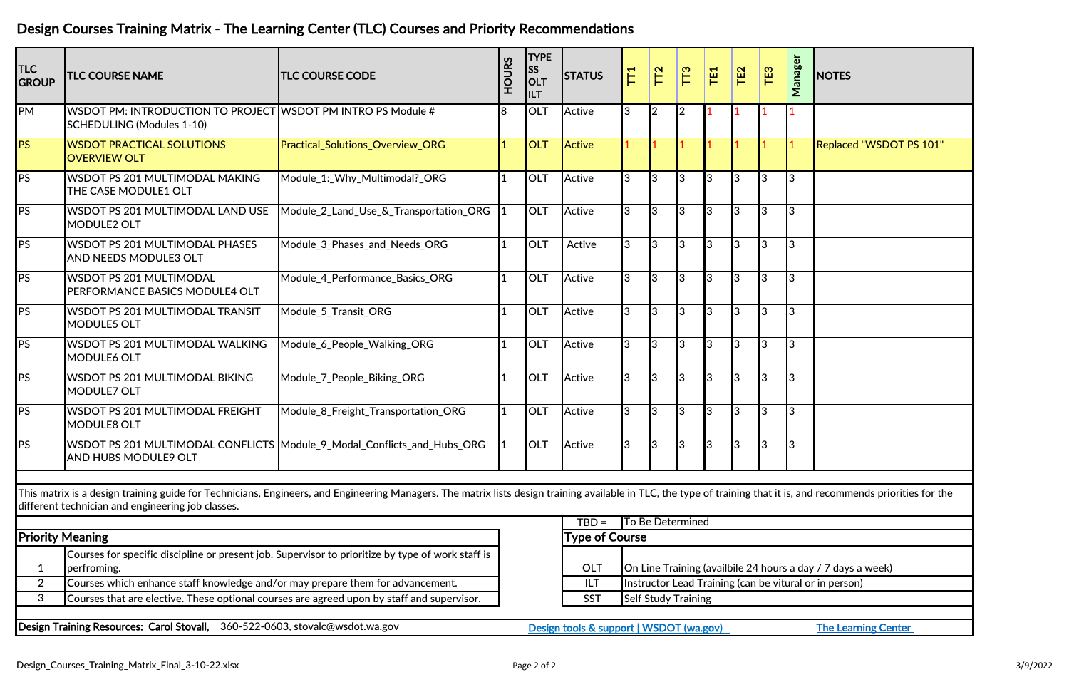## Design Courses Training Matrix - The Learning Center (TLC) Courses and Priority Recommendations

| TLC GROUP | TLC COURSE NAME | TLC COURSE CODE | HOURS | TYPE SS OLT ILT | STATUS | TT1 | TT2 | TT3 | TE1 | TE2 | TE3 | Manager | NOTES |
|---|---|---|---|---|---|---|---|---|---|---|---|---|---|
| PM | WSDOT PM: INTRODUCTION TO PROJECT SCHEDULING (Modules 1-10) | WSDOT PM INTRO PS Module # | 8 | OLT | Active | 3 | 2 | 2 | 1 | 1 | 1 | 1 | |
| PS | WSDOT PRACTICAL SOLUTIONS OVERVIEW OLT | Practical_Solutions_Overview_ORG | 1 | OLT | Active | 1 | 1 | 1 | 1 | 1 | 1 | 1 | Replaced "WSDOT PS 101" |
| PS | WSDOT PS 201 MULTIMODAL MAKING THE CASE MODULE1 OLT | Module_1:_Why_Multimodal?_ORG | 1 | OLT | Active | 3 | 3 | 3 | 3 | 3 | 3 | 3 | |
| PS | WSDOT PS 201 MULTIMODAL LAND USE MODULE2 OLT | Module_2_Land_Use_&_Transportation_ORG | 1 | OLT | Active | 3 | 3 | 3 | 3 | 3 | 3 | 3 | |
| PS | WSDOT PS 201 MULTIMODAL PHASES AND NEEDS MODULE3 OLT | Module_3_Phases_and_Needs_ORG | 1 | OLT | Active | 3 | 3 | 3 | 3 | 3 | 3 | 3 | |
| PS | WSDOT PS 201 MULTIMODAL PERFORMANCE BASICS MODULE4 OLT | Module_4_Performance_Basics_ORG | 1 | OLT | Active | 3 | 3 | 3 | 3 | 3 | 3 | 3 | |
| PS | WSDOT PS 201 MULTIMODAL TRANSIT MODULE5 OLT | Module_5_Transit_ORG | 1 | OLT | Active | 3 | 3 | 3 | 3 | 3 | 3 | 3 | |
| PS | WSDOT PS 201 MULTIMODAL WALKING MODULE6 OLT | Module_6_People_Walking_ORG | 1 | OLT | Active | 3 | 3 | 3 | 3 | 3 | 3 | 3 | |
| PS | WSDOT PS 201 MULTIMODAL BIKING MODULE7 OLT | Module_7_People_Biking_ORG | 1 | OLT | Active | 3 | 3 | 3 | 3 | 3 | 3 | 3 | |
| PS | WSDOT PS 201 MULTIMODAL FREIGHT MODULE8 OLT | Module_8_Freight_Transportation_ORG | 1 | OLT | Active | 3 | 3 | 3 | 3 | 3 | 3 | 3 | |
| PS | WSDOT PS 201 MULTIMODAL CONFLICTS AND HUBS MODULE9 OLT | Module_9_Modal_Conflicts_and_Hubs_ORG | 1 | OLT | Active | 3 | 3 | 3 | 3 | 3 | 3 | 3 | |

This matrix is a design training guide for Technicians, Engineers, and Engineering Managers. The matrix lists design training available in TLC, the type of training that it is, and recommends priorities for the different technician and engineering job classes.

TBD = To Be Determined

| Priority Meaning | |
|---|---|
| 1 | Courses for specific discipline or present job. Supervisor to prioritize by type of work staff is perfroming. |
| 2 | Courses which enhance staff knowledge and/or may prepare them for advancement. |
| 3 | Courses that are elective. These optional courses are agreed upon by staff and supervisor. |

| Type of Course | |
|---|---|
| OLT | On Line Training (availbile 24 hours a day / 7 days a week) |
| ILT | Instructor Lead Training (can be vitural or in person) |
| SST | Self Study Training |

**Design Training Resources: Carol Stovall,** 360-522-0603, stovalc@wsdot.wa.gov

Design tools & support | WSDOT (wa.gov)

The Learning Center